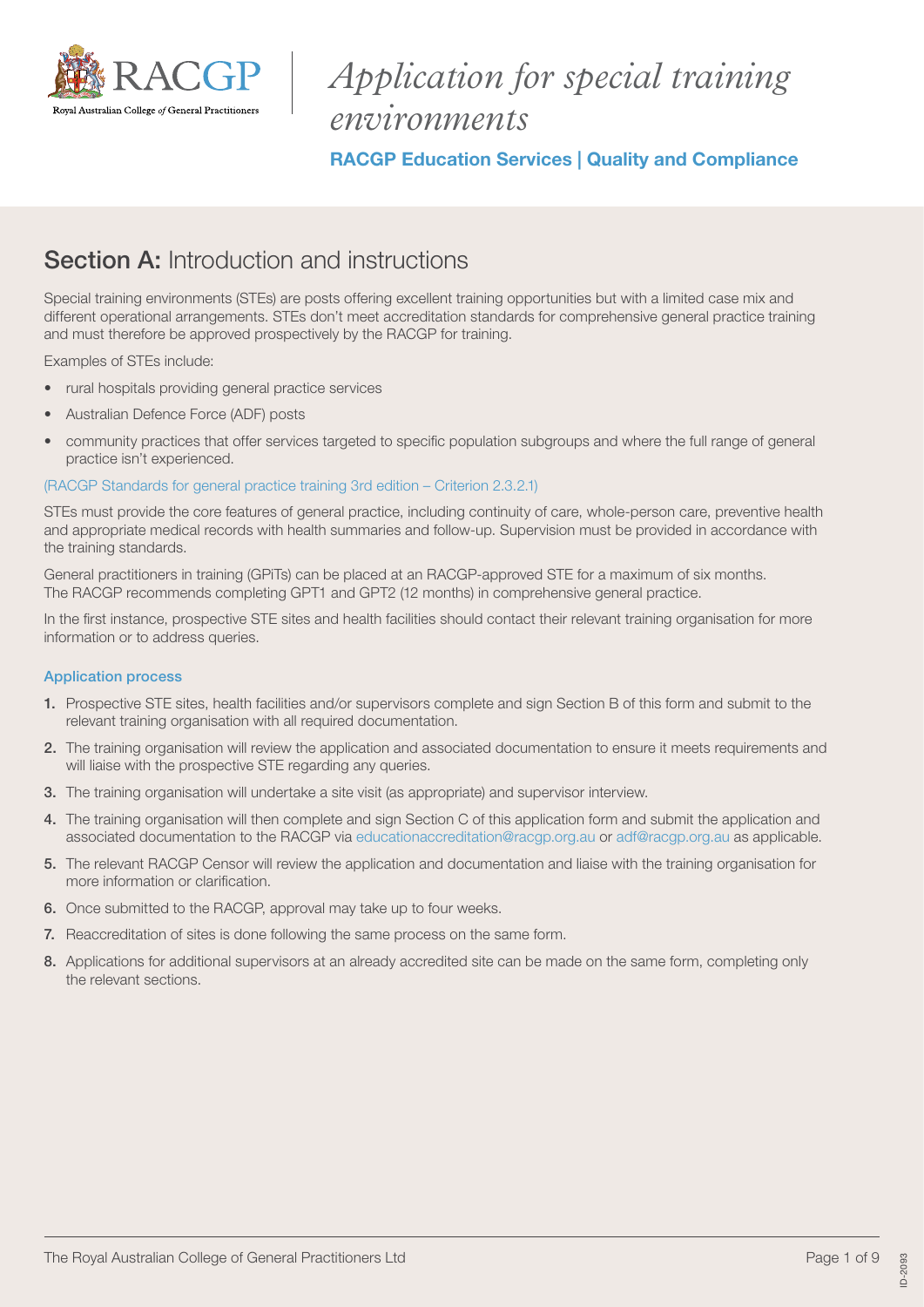# *Application for special training environments*

**RACGP Education Services | Quality and Compliance**

## **Section A:** Introduction and instructions

Special training environments (STEs) are posts offering excellent training opportunities but with a limited case mix and different operational arrangements. STEs don't meet accreditation standards for comprehensive general practice training and must therefore be approved prospectively by the RACGP for training.

Examples of STEs include:

- rural hospitals providing general practice services
- Australian Defence Force (ADF) posts
- community practices that offer services targeted to specific population subgroups and where the full range of general practice isn't experienced.

(RACGP Standards for general practice training 3rd edition – Criterion 2.3.2.1)

STEs must provide the core features of general practice, including continuity of care, whole-person care, preventive health and appropriate medical records with health summaries and follow-up. Supervision must be provided in accordance with the training standards.

General practitioners in training (GPiTs) can be placed at an RACGP-approved STE for a maximum of six months. The RACGP recommends completing GPT1 and GPT2 (12 months) in comprehensive general practice.

In the first instance, prospective STE sites and health facilities should contact their relevant training organisation for more information or to address queries.

### Application process

1. Prospective STE sites, health facilities and/or supervisors complete and sign Section B of this form and submit to the relevant training organisation with all required documentation.
2. The training organisation will review the application and associated documentation to ensure it meets requirements and will liaise with the prospective STE regarding any queries.
3. The training organisation will undertake a site visit (as appropriate) and supervisor interview.
4. The training organisation will then complete and sign Section C of this application form and submit the application and associated documentation to the RACGP via educationaccreditation@racgp.org.au or adf@racgp.org.au as applicable.
5. The relevant RACGP Censor will review the application and documentation and liaise with the training organisation for more information or clarification.
6. Once submitted to the RACGP, approval may take up to four weeks.
7. Reaccreditation of sites is done following the same process on the same form.
8. Applications for additional supervisors at an already accredited site can be made on the same form, completing only the relevant sections.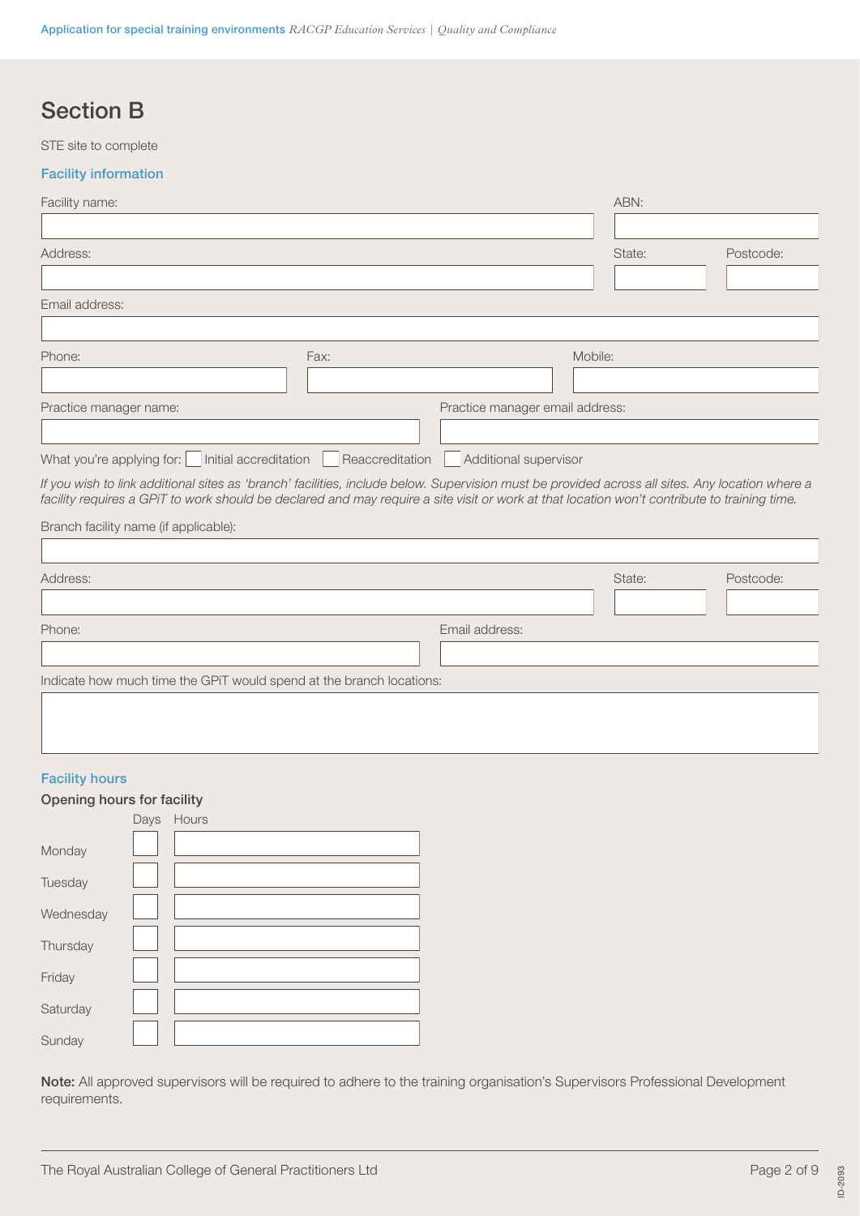# Section B

STE site to complete

## Facility information

Facility name:

ABN:

Address:

State:

Postcode:

Email address:

Phone:

Fax:

Mobile:

Practice manager name:

Practice manager email address:

What you're applying for: ☐ Initial accreditation ☐ Reaccreditation ☐ Additional supervisor

*If you wish to link additional sites as 'branch' facilities, include below. Supervision must be provided across all sites. Any location where a facility requires a GPiT to work should be declared and may require a site visit or work at that location won't contribute to training time.*

Branch facility name (if applicable):

Address:

State:

Postcode:

Phone:

Email address:

Indicate how much time the GPiT would spend at the branch locations:

## Facility hours

### Opening hours for facility

| | Days | Hours |
|---|---|---|
| Monday | | |
| Tuesday | | |
| Wednesday | | |
| Thursday | | |
| Friday | | |
| Saturday | | |
| Sunday | | |

**Note:** All approved supervisors will be required to adhere to the training organisation's Supervisors Professional Development requirements.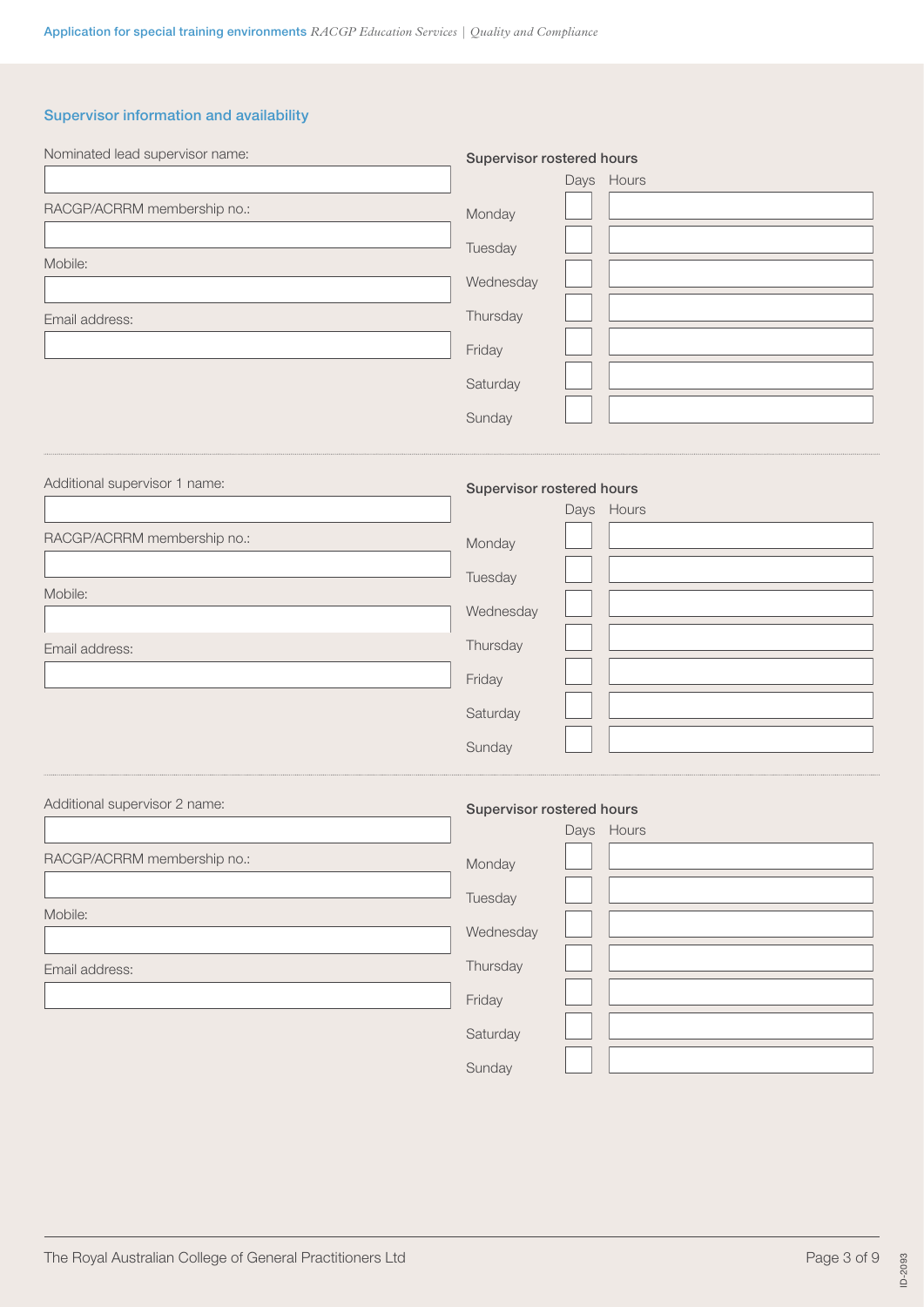## Supervisor information and availability

Nominated lead supervisor name:

RACGP/ACRRM membership no.:

Mobile:

Email address:

**Supervisor rostered hours**

| | Days | Hours |
|---|---|---|
| Monday | | |
| Tuesday | | |
| Wednesday | | |
| Thursday | | |
| Friday | | |
| Saturday | | |
| Sunday | | |

---

Additional supervisor 1 name:

RACGP/ACRRM membership no.:

Mobile:

Email address:

**Supervisor rostered hours**

| | Days | Hours |
|---|---|---|
| Monday | | |
| Tuesday | | |
| Wednesday | | |
| Thursday | | |
| Friday | | |
| Saturday | | |
| Sunday | | |

---

Additional supervisor 2 name:

RACGP/ACRRM membership no.:

Mobile:

Email address:

**Supervisor rostered hours**

| | Days | Hours |
|---|---|---|
| Monday | | |
| Tuesday | | |
| Wednesday | | |
| Thursday | | |
| Friday | | |
| Saturday | | |
| Sunday | | |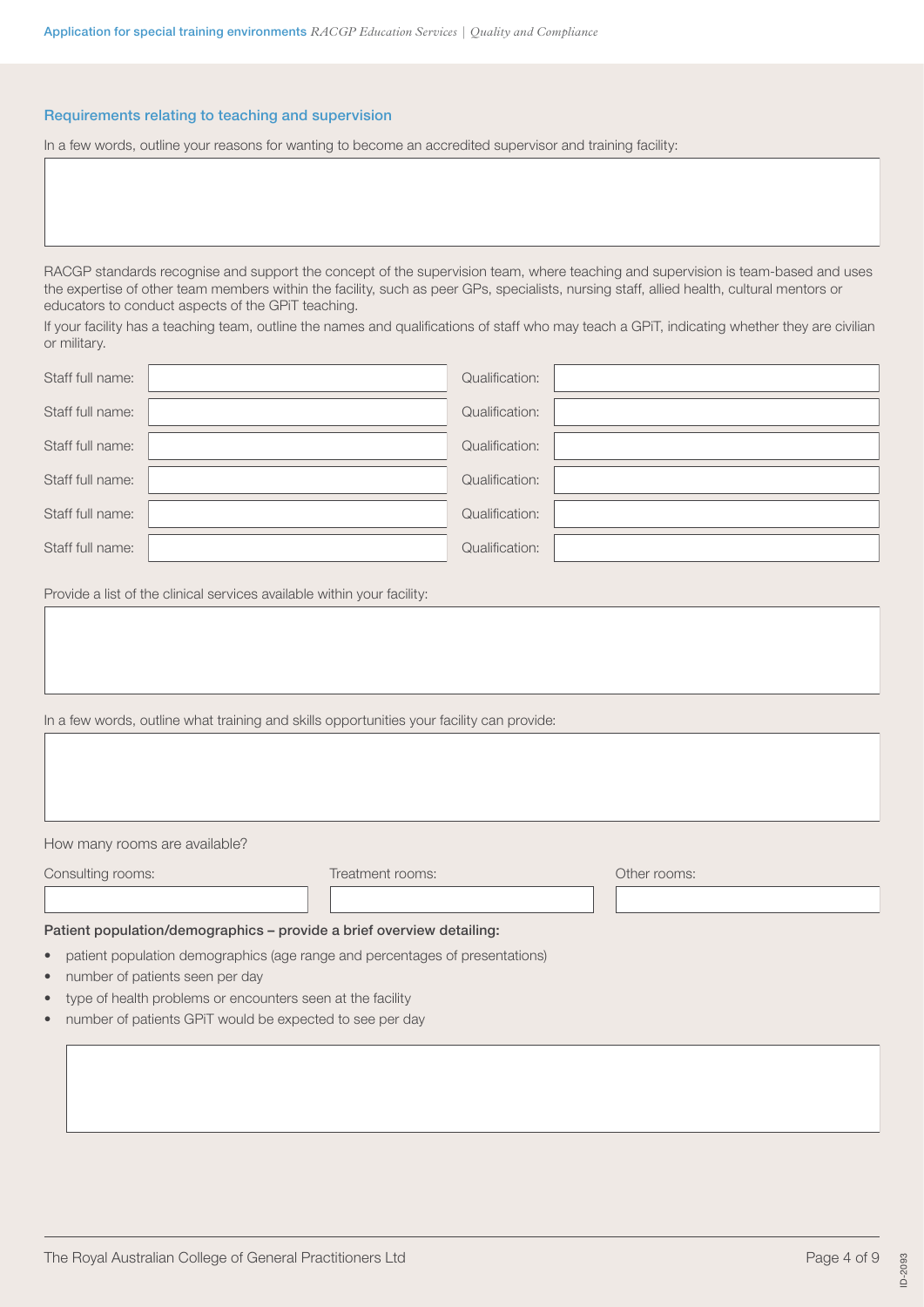### Requirements relating to teaching and supervision

In a few words, outline your reasons for wanting to become an accredited supervisor and training facility:

RACGP standards recognise and support the concept of the supervision team, where teaching and supervision is team-based and uses the expertise of other team members within the facility, such as peer GPs, specialists, nursing staff, allied health, cultural mentors or educators to conduct aspects of the GPiT teaching.

If your facility has a teaching team, outline the names and qualifications of staff who may teach a GPiT, indicating whether they are civilian or military.

| Staff full name: | | Qualification: | |
|---|---|---|---|
| Staff full name: | | Qualification: | |
| Staff full name: | | Qualification: | |
| Staff full name: | | Qualification: | |
| Staff full name: | | Qualification: | |
| Staff full name: | | Qualification: | |

Provide a list of the clinical services available within your facility:

In a few words, outline what training and skills opportunities your facility can provide:

How many rooms are available?

| Consulting rooms: | Treatment rooms: | Other rooms: |
|---|---|---|
| | | |

**Patient population/demographics – provide a brief overview detailing:**

- patient population demographics (age range and percentages of presentations)
- number of patients seen per day
- type of health problems or encounters seen at the facility
- number of patients GPiT would be expected to see per day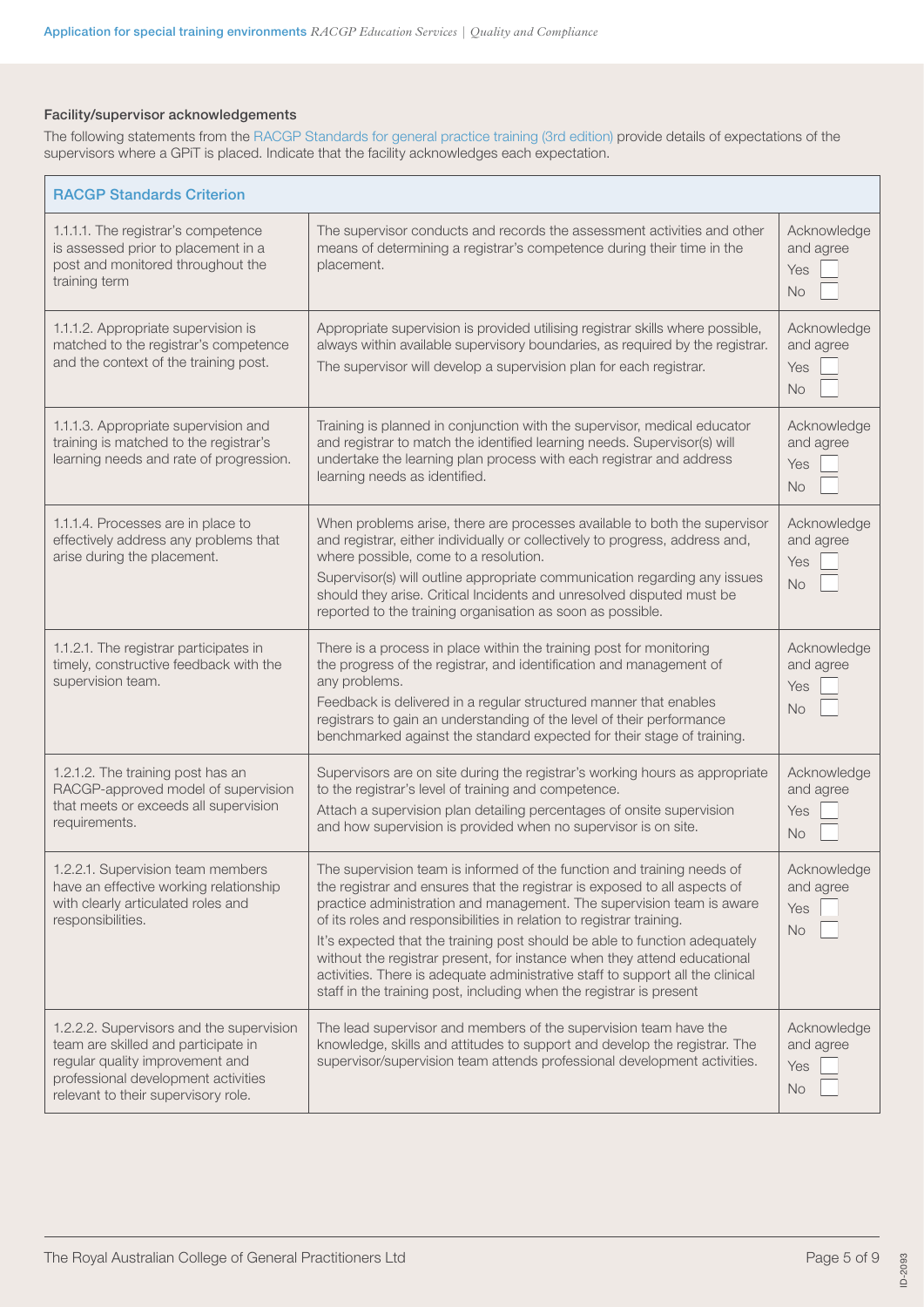### Facility/supervisor acknowledgements

The following statements from the RACGP Standards for general practice training (3rd edition) provide details of expectations of the supervisors where a GPiT is placed. Indicate that the facility acknowledges each expectation.

| RACGP Standards Criterion | | |
|---|---|---|
| 1.1.1.1. The registrar's competence is assessed prior to placement in a post and monitored throughout the training term | The supervisor conducts and records the assessment activities and other means of determining a registrar's competence during their time in the placement. | Acknowledge and agree<br>Yes ☐<br>No ☐ |
| 1.1.1.2. Appropriate supervision is matched to the registrar's competence and the context of the training post. | Appropriate supervision is provided utilising registrar skills where possible, always within available supervisory boundaries, as required by the registrar.<br>The supervisor will develop a supervision plan for each registrar. | Acknowledge and agree<br>Yes ☐<br>No ☐ |
| 1.1.1.3. Appropriate supervision and training is matched to the registrar's learning needs and rate of progression. | Training is planned in conjunction with the supervisor, medical educator and registrar to match the identified learning needs. Supervisor(s) will undertake the learning plan process with each registrar and address learning needs as identified. | Acknowledge and agree<br>Yes ☐<br>No ☐ |
| 1.1.1.4. Processes are in place to effectively address any problems that arise during the placement. | When problems arise, there are processes available to both the supervisor and registrar, either individually or collectively to progress, address and, where possible, come to a resolution.<br>Supervisor(s) will outline appropriate communication regarding any issues should they arise. Critical Incidents and unresolved disputed must be reported to the training organisation as soon as possible. | Acknowledge and agree<br>Yes ☐<br>No ☐ |
| 1.1.2.1. The registrar participates in timely, constructive feedback with the supervision team. | There is a process in place within the training post for monitoring the progress of the registrar, and identification and management of any problems.<br>Feedback is delivered in a regular structured manner that enables registrars to gain an understanding of the level of their performance benchmarked against the standard expected for their stage of training. | Acknowledge and agree<br>Yes ☐<br>No ☐ |
| 1.2.1.2. The training post has an RACGP-approved model of supervision that meets or exceeds all supervision requirements. | Supervisors are on site during the registrar's working hours as appropriate to the registrar's level of training and competence.<br>Attach a supervision plan detailing percentages of onsite supervision and how supervision is provided when no supervisor is on site. | Acknowledge and agree<br>Yes ☐<br>No ☐ |
| 1.2.2.1. Supervision team members have an effective working relationship with clearly articulated roles and responsibilities. | The supervision team is informed of the function and training needs of the registrar and ensures that the registrar is exposed to all aspects of practice administration and management. The supervision team is aware of its roles and responsibilities in relation to registrar training.<br>It's expected that the training post should be able to function adequately without the registrar present, for instance when they attend educational activities. There is adequate administrative staff to support all the clinical staff in the training post, including when the registrar is present | Acknowledge and agree<br>Yes ☐<br>No ☐ |
| 1.2.2.2. Supervisors and the supervision team are skilled and participate in regular quality improvement and professional development activities relevant to their supervisory role. | The lead supervisor and members of the supervision team have the knowledge, skills and attitudes to support and develop the registrar. The supervisor/supervision team attends professional development activities. | Acknowledge and agree<br>Yes ☐<br>No ☐ |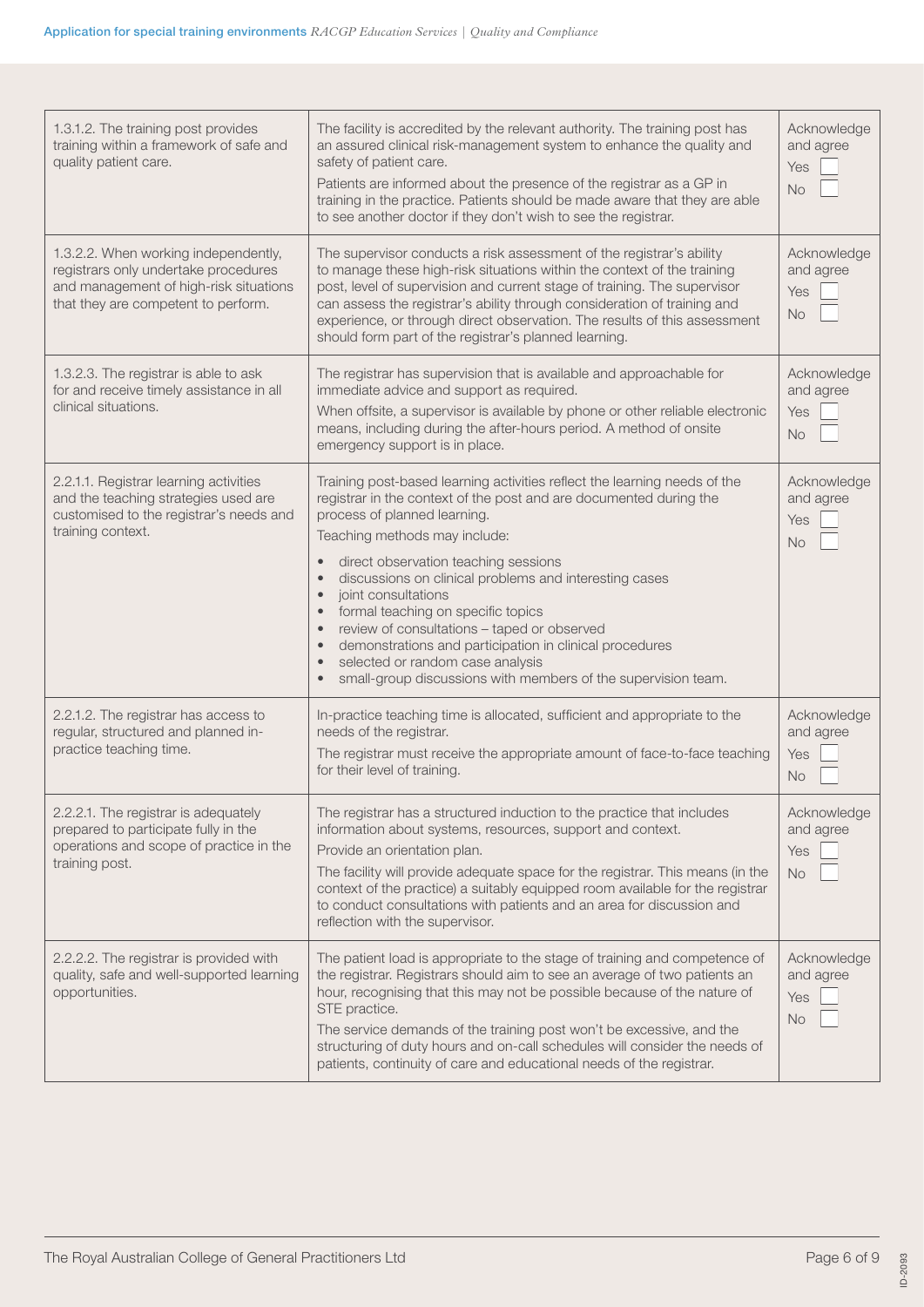| | | |
|---|---|---|
| 1.3.1.2. The training post provides training within a framework of safe and quality patient care. | The facility is accredited by the relevant authority. The training post has an assured clinical risk-management system to enhance the quality and safety of patient care.<br>Patients are informed about the presence of the registrar as a GP in training in the practice. Patients should be made aware that they are able to see another doctor if they don't wish to see the registrar. | Acknowledge and agree<br>Yes ☐<br>No ☐ |
| 1.3.2.2. When working independently, registrars only undertake procedures and management of high-risk situations that they are competent to perform. | The supervisor conducts a risk assessment of the registrar's ability to manage these high-risk situations within the context of the training post, level of supervision and current stage of training. The supervisor can assess the registrar's ability through consideration of training and experience, or through direct observation. The results of this assessment should form part of the registrar's planned learning. | Acknowledge and agree<br>Yes ☐<br>No ☐ |
| 1.3.2.3. The registrar is able to ask for and receive timely assistance in all clinical situations. | The registrar has supervision that is available and approachable for immediate advice and support as required.<br>When offsite, a supervisor is available by phone or other reliable electronic means, including during the after-hours period. A method of onsite emergency support is in place. | Acknowledge and agree<br>Yes ☐<br>No ☐ |
| 2.2.1.1. Registrar learning activities and the teaching strategies used are customised to the registrar's needs and training context. | Training post-based learning activities reflect the learning needs of the registrar in the context of the post and are documented during the process of planned learning.<br>Teaching methods may include:<br>• direct observation teaching sessions<br>• discussions on clinical problems and interesting cases<br>• joint consultations<br>• formal teaching on specific topics<br>• review of consultations – taped or observed<br>• demonstrations and participation in clinical procedures<br>• selected or random case analysis<br>• small-group discussions with members of the supervision team. | Acknowledge and agree<br>Yes ☐<br>No ☐ |
| 2.2.1.2. The registrar has access to regular, structured and planned in-practice teaching time. | In-practice teaching time is allocated, sufficient and appropriate to the needs of the registrar.<br>The registrar must receive the appropriate amount of face-to-face teaching for their level of training. | Acknowledge and agree<br>Yes ☐<br>No ☐ |
| 2.2.2.1. The registrar is adequately prepared to participate fully in the operations and scope of practice in the training post. | The registrar has a structured induction to the practice that includes information about systems, resources, support and context.<br>Provide an orientation plan.<br>The facility will provide adequate space for the registrar. This means (in the context of the practice) a suitably equipped room available for the registrar to conduct consultations with patients and an area for discussion and reflection with the supervisor. | Acknowledge and agree<br>Yes ☐<br>No ☐ |
| 2.2.2.2. The registrar is provided with quality, safe and well-supported learning opportunities. | The patient load is appropriate to the stage of training and competence of the registrar. Registrars should aim to see an average of two patients an hour, recognising that this may not be possible because of the nature of STE practice.<br>The service demands of the training post won't be excessive, and the structuring of duty hours and on-call schedules will consider the needs of patients, continuity of care and educational needs of the registrar. | Acknowledge and agree<br>Yes ☐<br>No ☐ |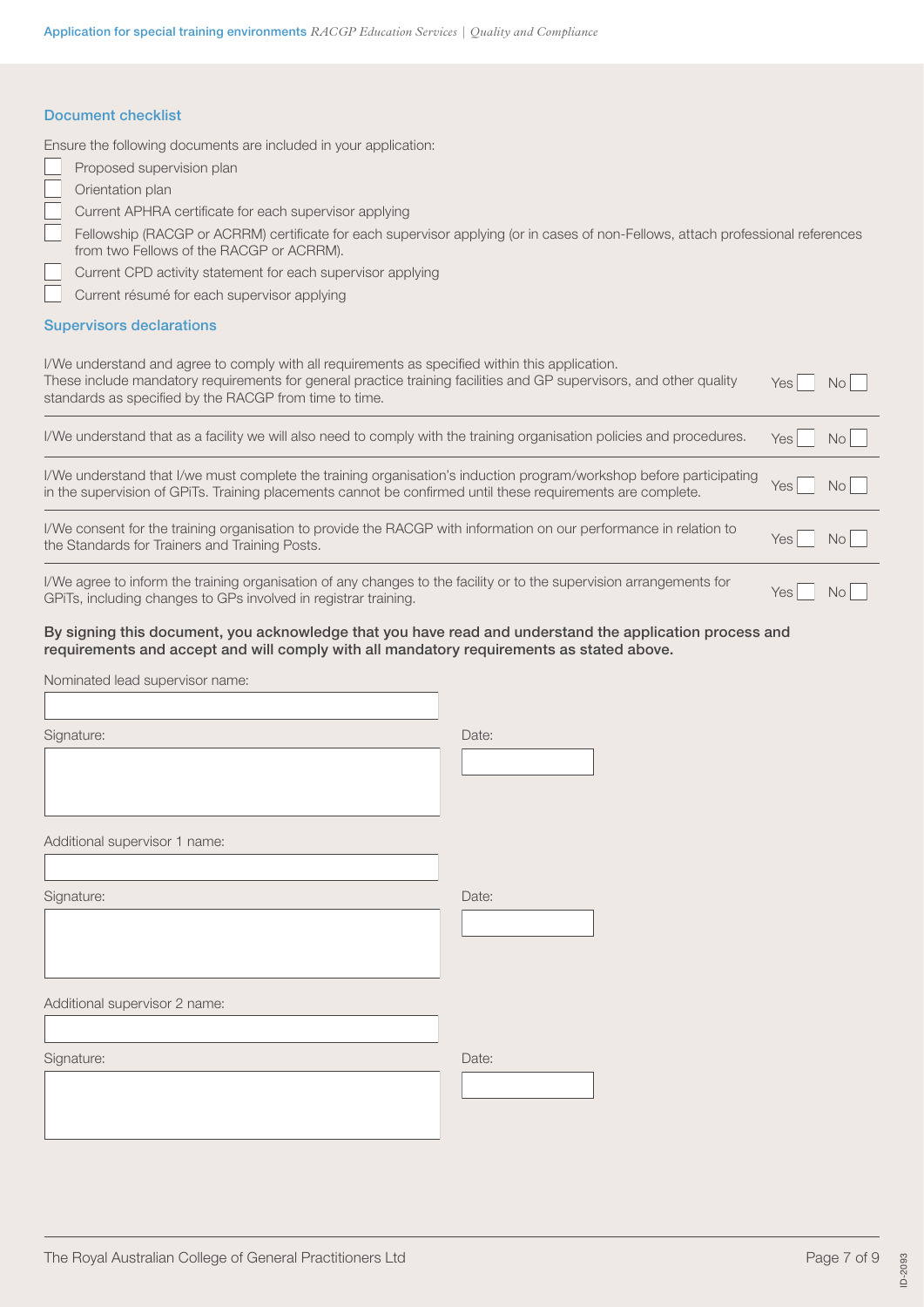## Document checklist

Ensure the following documents are included in your application:

- [ ] Proposed supervision plan
- [ ] Orientation plan
- [ ] Current APHRA certificate for each supervisor applying
- [ ] Fellowship (RACGP or ACRRM) certificate for each supervisor applying (or in cases of non-Fellows, attach professional references from two Fellows of the RACGP or ACRRM).
- [ ] Current CPD activity statement for each supervisor applying
- [ ] Current résumé for each supervisor applying

## Supervisors declarations

| | | |
|---|---|---|
| I/We understand and agree to comply with all requirements as specified within this application. These include mandatory requirements for general practice training facilities and GP supervisors, and other quality standards as specified by the RACGP from time to time. | Yes ☐ | No ☐ |
| I/We understand that as a facility we will also need to comply with the training organisation policies and procedures. | Yes ☐ | No ☐ |
| I/We understand that I/we must complete the training organisation's induction program/workshop before participating in the supervision of GPiTs. Training placements cannot be confirmed until these requirements are complete. | Yes ☐ | No ☐ |
| I/We consent for the training organisation to provide the RACGP with information on our performance in relation to the Standards for Trainers and Training Posts. | Yes ☐ | No ☐ |
| I/We agree to inform the training organisation of any changes to the facility or to the supervision arrangements for GPiTs, including changes to GPs involved in registrar training. | Yes ☐ | No ☐ |

**By signing this document, you acknowledge that you have read and understand the application process and requirements and accept and will comply with all mandatory requirements as stated above.**

Nominated lead supervisor name:

Signature:

Date:

Additional supervisor 1 name:

Signature:

Date:

Additional supervisor 2 name:

Signature:

Date: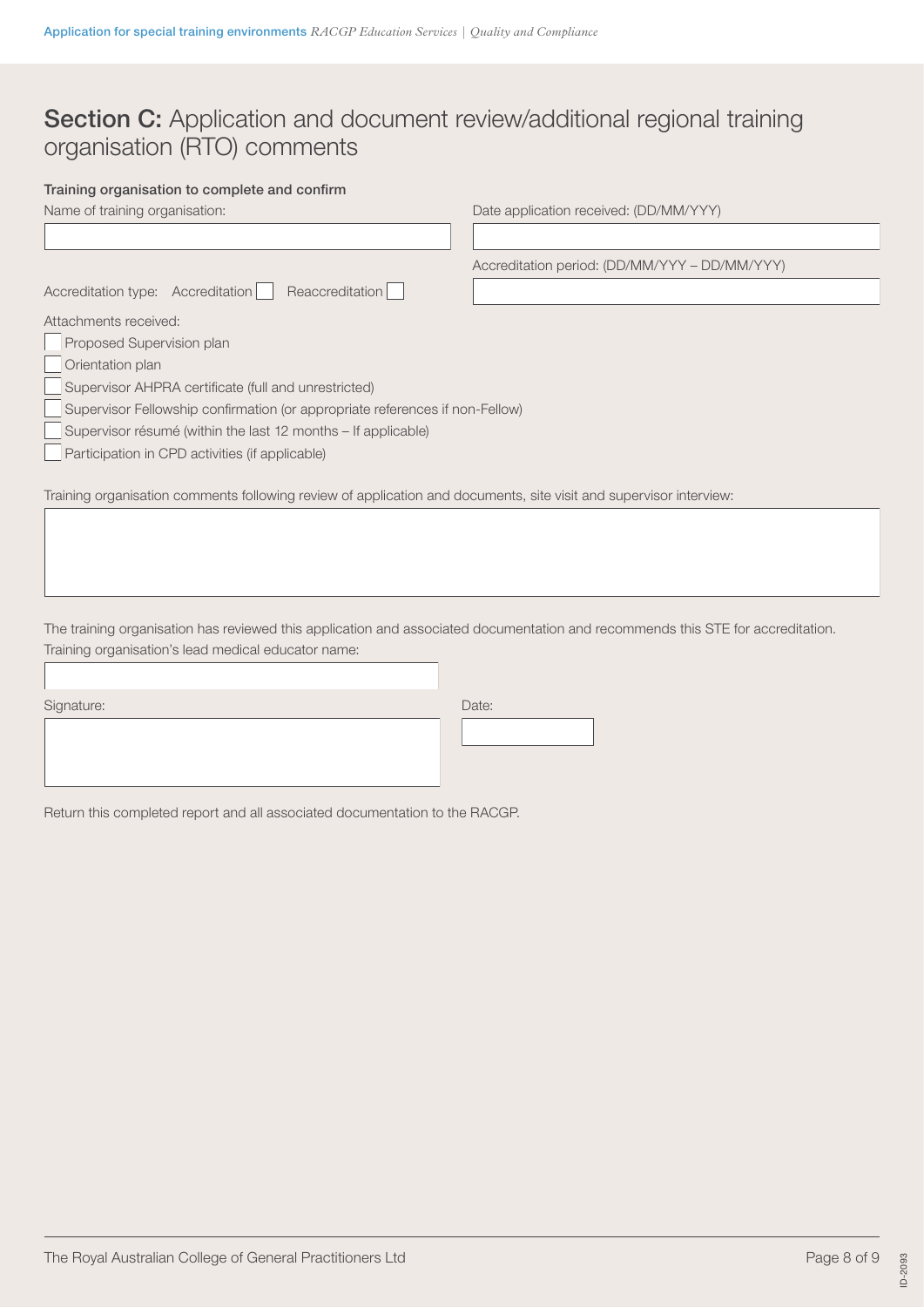## **Section C:** Application and document review/additional regional training organisation (RTO) comments

**Training organisation to complete and confirm**

Name of training organisation:

Date application received: (DD/MM/YYY)

Accreditation period: (DD/MM/YYY – DD/MM/YYY)

Accreditation type: Accreditation ☐ Reaccreditation ☐

Attachments received:

- ☐ Proposed Supervision plan
- ☐ Orientation plan
- ☐ Supervisor AHPRA certificate (full and unrestricted)
- ☐ Supervisor Fellowship confirmation (or appropriate references if non-Fellow)
- ☐ Supervisor résumé (within the last 12 months – If applicable)
- ☐ Participation in CPD activities (if applicable)

Training organisation comments following review of application and documents, site visit and supervisor interview:

The training organisation has reviewed this application and associated documentation and recommends this STE for accreditation.

Training organisation's lead medical educator name:

Signature:

Date:

Return this completed report and all associated documentation to the RACGP.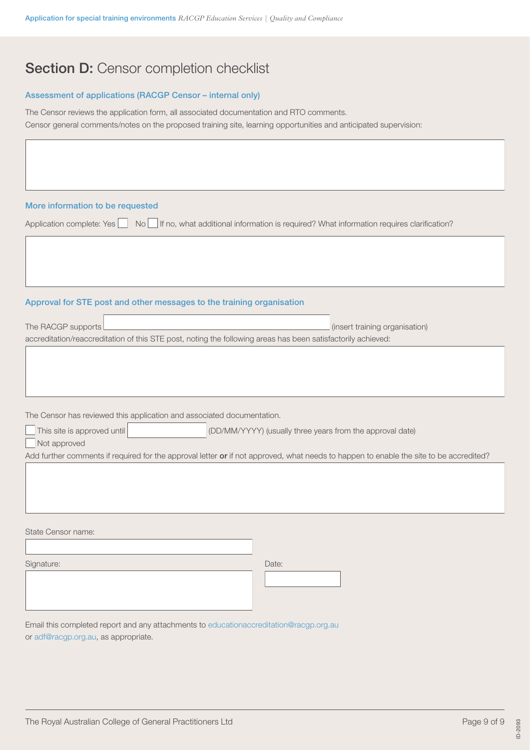## **Section D:** Censor completion checklist

### Assessment of applications (RACGP Censor – internal only)

The Censor reviews the application form, all associated documentation and RTO comments.

Censor general comments/notes on the proposed training site, learning opportunities and anticipated supervision:

### More information to be requested

Application complete: Yes ☐ No ☐ If no, what additional information is required? What information requires clarification?

### Approval for STE post and other messages to the training organisation

The RACGP supports \_\_\_\_\_\_\_\_\_\_\_\_\_\_\_\_ (insert training organisation) accreditation/reaccreditation of this STE post, noting the following areas has been satisfactorily achieved:

The Censor has reviewed this application and associated documentation.

☐ This site is approved until \_\_\_\_\_\_\_\_ (DD/MM/YYYY) (usually three years from the approval date)

☐ Not approved

Add further comments if required for the approval letter **or** if not approved, what needs to happen to enable the site to be accredited?

State Censor name:

Signature:

Date:

Email this completed report and any attachments to educationaccreditation@racgp.org.au or adf@racgp.org.au, as appropriate.